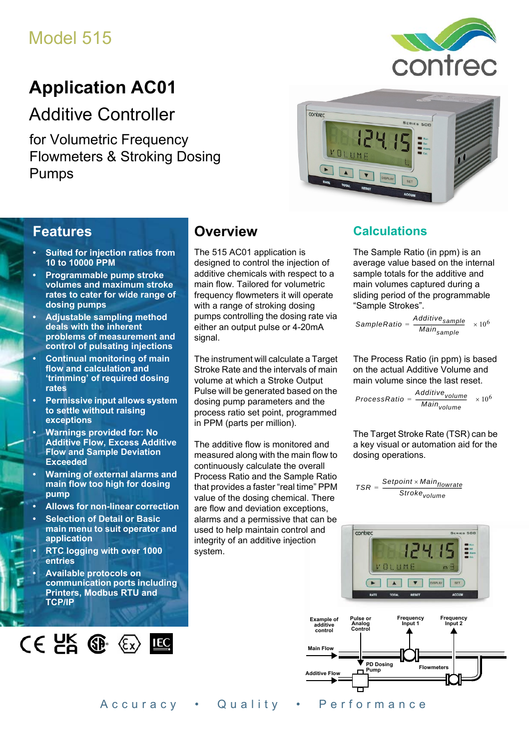Model 515

# Application AC01

## Additive Controller

for Volumetric Frequency Flowmeters & Stroking Dosing Pumps

## Features

- **Suited for injection ratios from 10 to 10000 PPM**
- **Programmable pump stroke volumes and maximum stroke rates to cater for wide range of dosing pumps**
- **Adjustable sampling method deals with the inherent problems of measurement and control of pulsating injections**
- **Continual monitoring of main flow and calculation and 'trimming' of required dosing rates**
- **Permissive input allows system to settle without raising exceptions**
- **Warnings provided for: No Additive Flow, Excess Additive Flow and Sample Deviation Exceeded**
- **Warning of external alarms and main flow too high for dosing pump**
- **Allows for non-linear correction**
- **Selection of Detail or Basic main menu to suit operator and application**
- **RTC logging with over 1000 entries**
- **Available protocols on communication ports including Printers, Modbus RTU and TCP/IP**

## Overview

The 515 AC01 application is designed to control the injection of additive chemicals with respect to a main flow. Tailored for volumetric frequency flowmeters it will operate with a range of stroking dosing pumps controlling the dosing rate via either an output pulse or 4-20mA signal.

The instrument will calculate a Target Stroke Rate and the intervals of main volume at which a Stroke Output Pulse will be generated based on the dosing pump parameters and the process ratio set point, programmed in PPM (parts per million).

The additive flow is monitored and measured along with the main flow to continuously calculate the overall Process Ratio and the Sample Ratio that provides a faster "real time" PPM value of the dosing chemical. There are flow and deviation exceptions, alarms and a permissive that can be used to help maintain control and integrity of an additive injection system.

## Calculations

The Sample Ratio (in ppm) is an average value based on the internal sample totals for the additive and main volumes captured during a sliding period of the programmable "Sample Strokes".

$$SampleRatio = \frac{Additive_{sample}}{Main_{sample}} \times 10^6$$

The Process Ratio (in ppm) is based on the actual Additive Volume and main volume since the last reset.

$$ProcessRatio = \frac{Additive_{volume}}{Main_{volume}} \times 10^6$$

The Target Stroke Rate (TSR) can be a key visual or automation aid for the dosing operations.

$$TSR = \frac{Setpoint \times Main_{flowrate}}{Stroke_{volume}}$$

Example of additive control | Pulse or Analog Control | Frequency Input 1 | Frequency Input 2 | Main Flow | PD Dosing Pump | Flowmeters | Additive Flow

Accuracy • Quality • Performance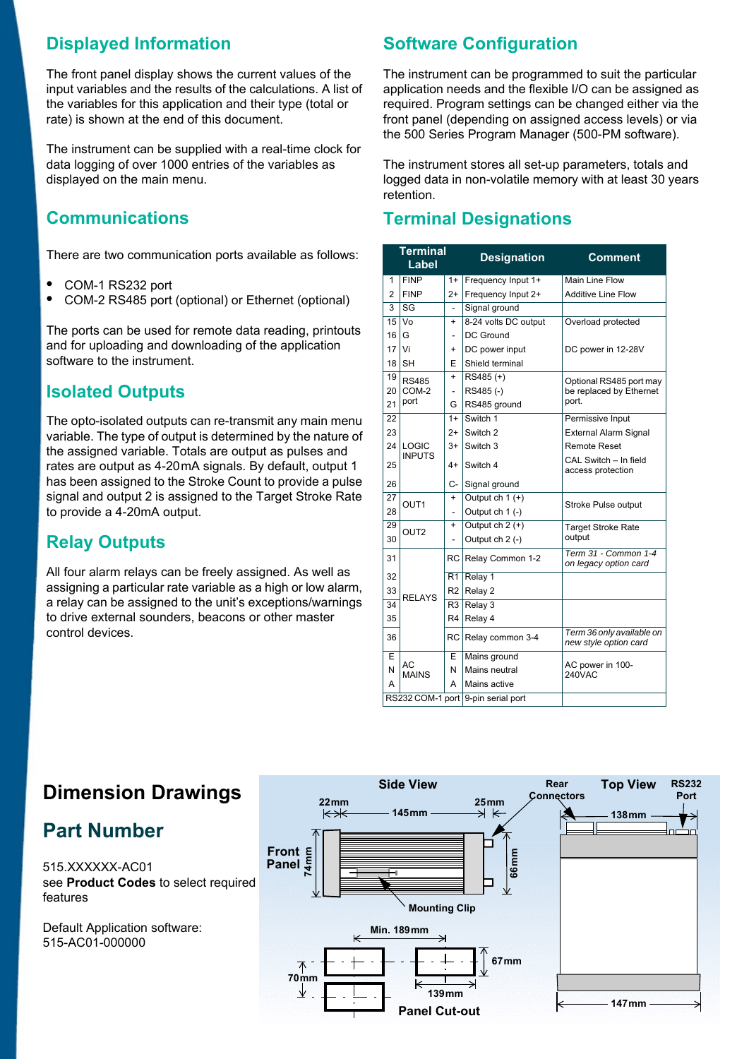## Displayed Information

The front panel display shows the current values of the input variables and the results of the calculations. A list of the variables for this application and their type (total or rate) is shown at the end of this document.

The instrument can be supplied with a real-time clock for data logging of over 1000 entries of the variables as displayed on the main menu.

## Communications

There are two communication ports available as follows:

- COM-1 RS232 port
- COM-2 RS485 port (optional) or Ethernet (optional)

The ports can be used for remote data reading, printouts and for uploading and downloading of the application software to the instrument.

## Isolated Outputs

The opto-isolated outputs can re-transmit any main menu variable. The type of output is determined by the nature of the assigned variable. Totals are output as pulses and rates are output as 4-20mA signals. By default, output 1 has been assigned to the Stroke Count to provide a pulse signal and output 2 is assigned to the Target Stroke Rate to provide a 4-20mA output.

## Relay Outputs

All four alarm relays can be freely assigned. As well as assigning a particular rate variable as a high or low alarm, a relay can be assigned to the unit's exceptions/warnings to drive external sounders, beacons or other master control devices.

## Software Configuration

The instrument can be programmed to suit the particular application needs and the flexible I/O can be assigned as required. Program settings can be changed either via the front panel (depending on assigned access levels) or via the 500 Series Program Manager (500-PM software).

The instrument stores all set-up parameters, totals and logged data in non-volatile memory with at least 30 years retention.

## Terminal Designations

| Terminal | Label | | Designation | Comment |
|---|---|---|---|---|
| 1 | FINP | 1+ | Frequency Input 1+ | Main Line Flow |
| 2 | FINP | 2+ | Frequency Input 2+ | Additive Line Flow |
| 3 | SG | - | Signal ground | |
| 15 | Vo | + | 8-24 volts DC output | Overload protected |
| 16 | G | - | DC Ground | |
| 17 | Vi | + | DC power input | DC power in 12-28V |
| 18 | SH | E | Shield terminal | |
| 19 | RS485 COM-2 port | + | RS485 (+) | Optional RS485 port may be replaced by Ethernet port. |
| 20 | | - | RS485 (-) | |
| 21 | | G | RS485 ground | |
| 22 | LOGIC INPUTS | 1+ | Switch 1 | Permissive Input |
| 23 | | 2+ | Switch 2 | External Alarm Signal |
| 24 | | 3+ | Switch 3 | Remote Reset |
| 25 | | 4+ | Switch 4 | CAL Switch – In field access protection |
| 26 | | C- | Signal ground | |
| 27 | OUT1 | + | Output ch 1 (+) | Stroke Pulse output |
| 28 | | - | Output ch 1 (-) | |
| 29 | OUT2 | + | Output ch 2 (+) | Target Stroke Rate output |
| 30 | | - | Output ch 2 (-) | |
| 31 | RELAYS | RC | Relay Common 1-2 | *Term 31 - Common 1-4 on legacy option card* |
| 32 | | R1 | Relay 1 | |
| 33 | | R2 | Relay 2 | |
| 34 | | R3 | Relay 3 | |
| 35 | | R4 | Relay 4 | |
| 36 | | RC | Relay common 3-4 | *Term 36 only available on new style option card* |
| E | AC MAINS | E | Mains ground | AC power in 100-240VAC |
| N | | N | Mains neutral | |
| A | | A | Mains active | |
| RS232 COM-1 port | | | 9-pin serial port | |

## Dimension Drawings

Side View: 22mm, 145mm, 25mm, Front Panel 74mm, 66mm, Mounting Clip, Rear Connectors

Top View: 138mm, RS232 Port, 147mm

Panel Cut-out: Min. 189mm, 67mm, 70mm, 139mm

## Part Number

515.XXXXXX-AC01
see **Product Codes** to select required features

Default Application software:
515-AC01-000000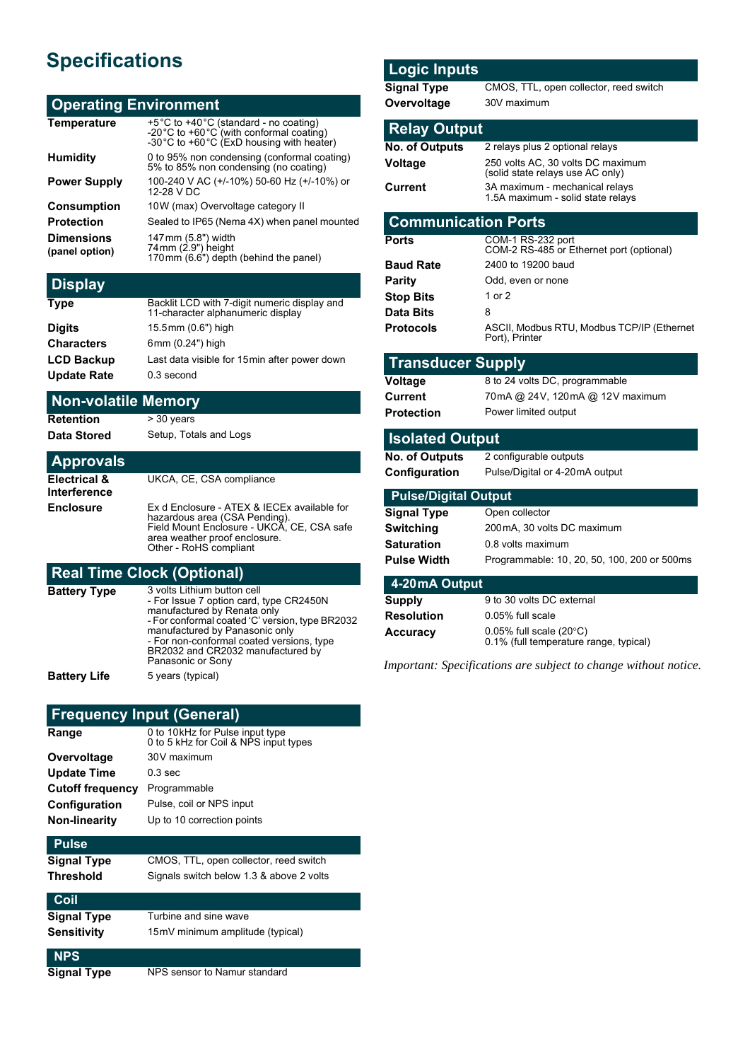# Specifications

## Operating Environment

| | |
|---|---|
| **Temperature** | +5°C to +40°C (standard - no coating)<br>-20°C to +60°C (with conformal coating)<br>-30°C to +60°C (ExD housing with heater) |
| **Humidity** | 0 to 95% non condensing (conformal coating)<br>5% to 85% non condensing (no coating) |
| **Power Supply** | 100-240 V AC (+/-10%) 50-60 Hz (+/-10%) or 12-28 V DC |
| **Consumption** | 10W (max) Overvoltage category II |
| **Protection** | Sealed to IP65 (Nema 4X) when panel mounted |
| **Dimensions (panel option)** | 147mm (5.8") width<br>74mm (2.9") height<br>170mm (6.6") depth (behind the panel) |

## Display

| | |
|---|---|
| **Type** | Backlit LCD with 7-digit numeric display and 11-character alphanumeric display |
| **Digits** | 15.5mm (0.6") high |
| **Characters** | 6mm (0.24") high |
| **LCD Backup** | Last data visible for 15min after power down |
| **Update Rate** | 0.3 second |

## Non-volatile Memory

| | |
|---|---|
| **Retention** | > 30 years |
| **Data Stored** | Setup, Totals and Logs |

## Approvals

| | |
|---|---|
| **Electrical & Interference** | UKCA, CE, CSA compliance |
| **Enclosure** | Ex d Enclosure - ATEX & IECEx available for hazardous area (CSA Pending).<br>Field Mount Enclosure - UKCA, CE, CSA safe area weather proof enclosure.<br>Other - RoHS compliant |

## Real Time Clock (Optional)

| | |
|---|---|
| **Battery Type** | 3 volts Lithium button cell<br>- For Issue 7 option card, type CR2450N manufactured by Renata only<br>- For conformal coated 'C' version, type BR2032 manufactured by Panasonic only<br>- For non-conformal coated versions, type BR2032 and CR2032 manufactured by Panasonic or Sony |
| **Battery Life** | 5 years (typical) |

## Frequency Input (General)

| | |
|---|---|
| **Range** | 0 to 10kHz for Pulse input type<br>0 to 5 kHz for Coil & NPS input types |
| **Overvoltage** | 30V maximum |
| **Update Time** | 0.3 sec |
| **Cutoff frequency** | Programmable |
| **Configuration** | Pulse, coil or NPS input |
| **Non-linearity** | Up to 10 correction points |

### Pulse

| | |
|---|---|
| **Signal Type** | CMOS, TTL, open collector, reed switch |
| **Threshold** | Signals switch below 1.3 & above 2 volts |

### Coil

| | |
|---|---|
| **Signal Type** | Turbine and sine wave |
| **Sensitivity** | 15mV minimum amplitude (typical) |

### NPS

| | |
|---|---|
| **Signal Type** | NPS sensor to Namur standard |

## Logic Inputs

| | |
|---|---|
| **Signal Type** | CMOS, TTL, open collector, reed switch |
| **Overvoltage** | 30V maximum |

## Relay Output

| | |
|---|---|
| **No. of Outputs** | 2 relays plus 2 optional relays |
| **Voltage** | 250 volts AC, 30 volts DC maximum (solid state relays use AC only) |
| **Current** | 3A maximum - mechanical relays<br>1.5A maximum - solid state relays |

## Communication Ports

| | |
|---|---|
| **Ports** | COM-1 RS-232 port<br>COM-2 RS-485 or Ethernet port (optional) |
| **Baud Rate** | 2400 to 19200 baud |
| **Parity** | Odd, even or none |
| **Stop Bits** | 1 or 2 |
| **Data Bits** | 8 |
| **Protocols** | ASCII, Modbus RTU, Modbus TCP/IP (Ethernet Port), Printer |

## Transducer Supply

| | |
|---|---|
| **Voltage** | 8 to 24 volts DC, programmable |
| **Current** | 70mA @ 24V, 120mA @ 12V maximum |
| **Protection** | Power limited output |

## Isolated Output

| | |
|---|---|
| **No. of Outputs** | 2 configurable outputs |
| **Configuration** | Pulse/Digital or 4-20mA output |

### Pulse/Digital Output

| | |
|---|---|
| **Signal Type** | Open collector |
| **Switching** | 200mA, 30 volts DC maximum |
| **Saturation** | 0.8 volts maximum |
| **Pulse Width** | Programmable: 10, 20, 50, 100, 200 or 500ms |

### 4-20mA Output

| | |
|---|---|
| **Supply** | 9 to 30 volts DC external |
| **Resolution** | 0.05% full scale |
| **Accuracy** | 0.05% full scale (20°C)<br>0.1% (full temperature range, typical) |

*Important: Specifications are subject to change without notice.*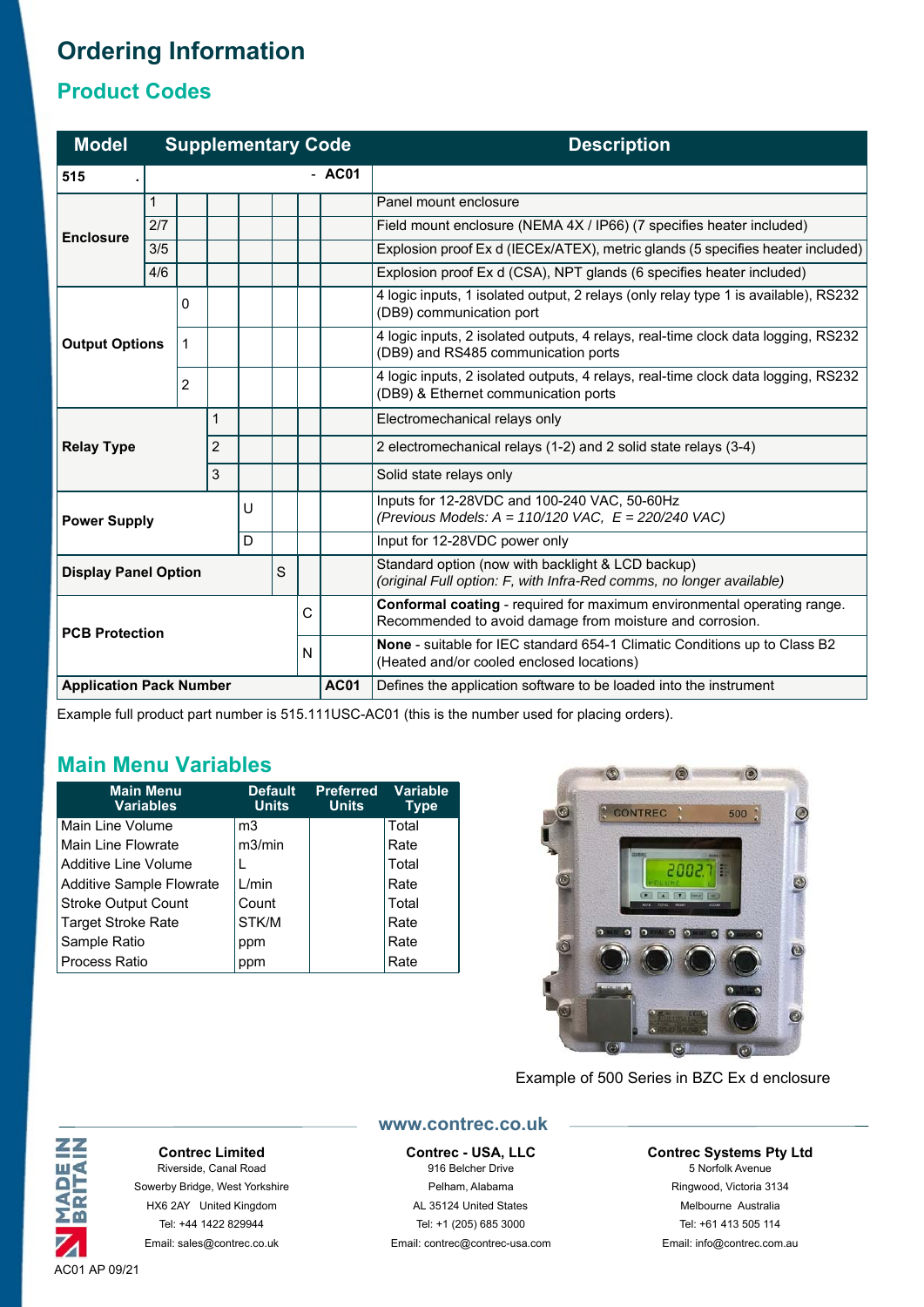# Ordering Information

## Product Codes

| Model | Supplementary Code | | | | | | | Description |
|---|---|---|---|---|---|---|---|---|
| 515 | . | | | | | | - AC01 | |
| Enclosure | 1 | | | | | | | Panel mount enclosure |
| | 2/7 | | | | | | | Field mount enclosure (NEMA 4X / IP66) (7 specifies heater included) |
| | 3/5 | | | | | | | Explosion proof Ex d (IECEx/ATEX), metric glands (5 specifies heater included) |
| | 4/6 | | | | | | | Explosion proof Ex d (CSA), NPT glands (6 specifies heater included) |
| Output Options | | 0 | | | | | | 4 logic inputs, 1 isolated output, 2 relays (only relay type 1 is available), RS232 (DB9) communication port |
| | | 1 | | | | | | 4 logic inputs, 2 isolated outputs, 4 relays, real-time clock data logging, RS232 (DB9) and RS485 communication ports |
| | | 2 | | | | | | 4 logic inputs, 2 isolated outputs, 4 relays, real-time clock data logging, RS232 (DB9) & Ethernet communication ports |
| Relay Type | | | 1 | | | | | Electromechanical relays only |
| | | | 2 | | | | | 2 electromechanical relays (1-2) and 2 solid state relays (3-4) |
| | | | 3 | | | | | Solid state relays only |
| Power Supply | | | | U | | | | Inputs for 12-28VDC and 100-240 VAC, 50-60Hz<br>*(Previous Models: A = 110/120 VAC, E = 220/240 VAC)* |
| | | | | D | | | | Input for 12-28VDC power only |
| Display Panel Option | | | | | S | | | Standard option (now with backlight & LCD backup)<br>*(original Full option: F, with Infra-Red comms, no longer available)* |
| PCB Protection | | | | | | C | | **Conformal coating** - required for maximum environmental operating range. Recommended to avoid damage from moisture and corrosion. |
| | | | | | | N | | **None** - suitable for IEC standard 654-1 Climatic Conditions up to Class B2 (Heated and/or cooled enclosed locations) |
| Application Pack Number | | | | | | | AC01 | Defines the application software to be loaded into the instrument |

Example full product part number is 515.111USC-AC01 (this is the number used for placing orders).

## Main Menu Variables

| Main Menu Variables | Default Units | Preferred Units | Variable Type |
|---|---|---|---|
| Main Line Volume | m3 | | Total |
| Main Line Flowrate | m3/min | | Rate |
| Additive Line Volume | L | | Total |
| Additive Sample Flowrate | L/min | | Rate |
| Stroke Output Count | Count | | Total |
| Target Stroke Rate | STK/M | | Rate |
| Sample Ratio | ppm | | Rate |
| Process Ratio | ppm | | Rate |

Example of 500 Series in BZC Ex d enclosure

www.contrec.co.uk

**Contrec Limited**
Riverside, Canal Road
Sowerby Bridge, West Yorkshire
HX6 2AY United Kingdom
Tel: +44 1422 829944
Email: sales@contrec.co.uk

**Contrec - USA, LLC**
916 Belcher Drive
Pelham, Alabama
AL 35124 United States
Tel: +1 (205) 685 3000
Email: contrec@contrec-usa.com

**Contrec Systems Pty Ltd**
5 Norfolk Avenue
Ringwood, Victoria 3134
Melbourne Australia
Tel: +61 413 505 114
Email: info@contrec.com.au

MADE IN BRITAIN

AC01 AP 09/21